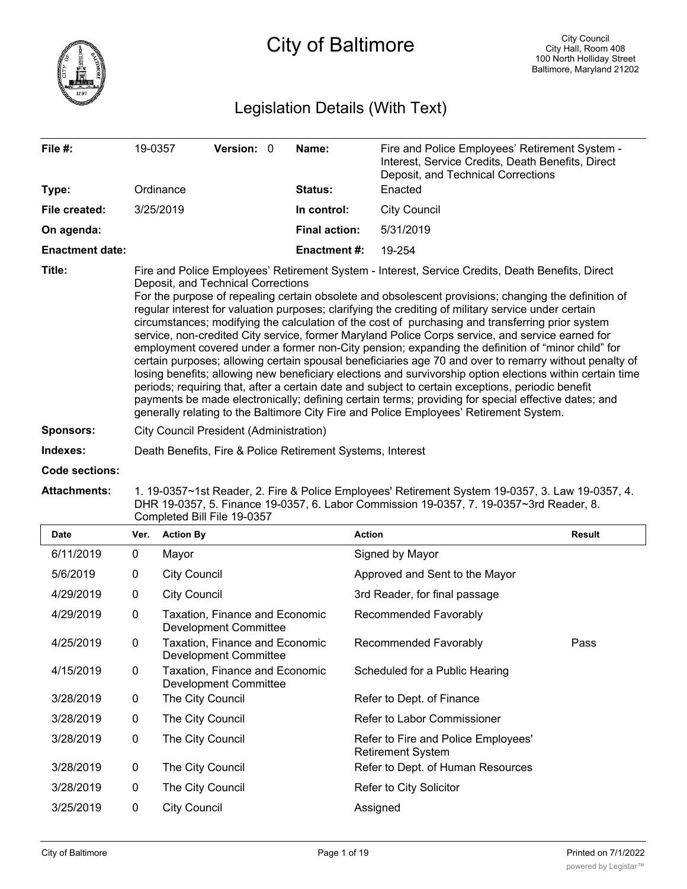# City of Baltimore

City Council
City Hall, Room 408
100 North Holliday Street
Baltimore, Maryland 21202

## Legislation Details (With Text)

| | | | | | |
|---|---|---|---|---|---|
| **File #:** | 19-0357 | **Version:** | 0 | **Name:** | Fire and Police Employees' Retirement System - Interest, Service Credits, Death Benefits, Direct Deposit, and Technical Corrections |
| **Type:** | Ordinance | | | **Status:** | Enacted |
| **File created:** | 3/25/2019 | | | **In control:** | City Council |
| **On agenda:** | | | | **Final action:** | 5/31/2019 |
| **Enactment date:** | | | | **Enactment #:** | 19-254 |

**Title:** Fire and Police Employees' Retirement System - Interest, Service Credits, Death Benefits, Direct Deposit, and Technical Corrections
For the purpose of repealing certain obsolete and obsolescent provisions; changing the definition of regular interest for valuation purposes; clarifying the crediting of military service under certain circumstances; modifying the calculation of the cost of purchasing and transferring prior system service, non-credited City service, former Maryland Police Corps service, and service earned for employment covered under a former non-City pension; expanding the definition of "minor child" for certain purposes; allowing certain spousal beneficiaries age 70 and over to remarry without penalty of losing benefits; allowing new beneficiary elections and survivorship option elections within certain time periods; requiring that, after a certain date and subject to certain exceptions, periodic benefit payments be made electronically; defining certain terms; providing for special effective dates; and generally relating to the Baltimore City Fire and Police Employees' Retirement System.

**Sponsors:** City Council President (Administration)

**Indexes:** Death Benefits, Fire & Police Retirement Systems, Interest

**Code sections:**

**Attachments:** 1. 19-0357~1st Reader, 2. Fire & Police Employees' Retirement System 19-0357, 3. Law 19-0357, 4. DHR 19-0357, 5. Finance 19-0357, 6. Labor Commission 19-0357, 7. 19-0357~3rd Reader, 8. Completed Bill File 19-0357

| Date | Ver. | Action By | Action | Result |
|---|---|---|---|---|
| 6/11/2019 | 0 | Mayor | Signed by Mayor | |
| 5/6/2019 | 0 | City Council | Approved and Sent to the Mayor | |
| 4/29/2019 | 0 | City Council | 3rd Reader, for final passage | |
| 4/29/2019 | 0 | Taxation, Finance and Economic Development Committee | Recommended Favorably | |
| 4/25/2019 | 0 | Taxation, Finance and Economic Development Committee | Recommended Favorably | Pass |
| 4/15/2019 | 0 | Taxation, Finance and Economic Development Committee | Scheduled for a Public Hearing | |
| 3/28/2019 | 0 | The City Council | Refer to Dept. of Finance | |
| 3/28/2019 | 0 | The City Council | Refer to Labor Commissioner | |
| 3/28/2019 | 0 | The City Council | Refer to Fire and Police Employees' Retirement System | |
| 3/28/2019 | 0 | The City Council | Refer to Dept. of Human Resources | |
| 3/28/2019 | 0 | The City Council | Refer to City Solicitor | |
| 3/25/2019 | 0 | City Council | Assigned | |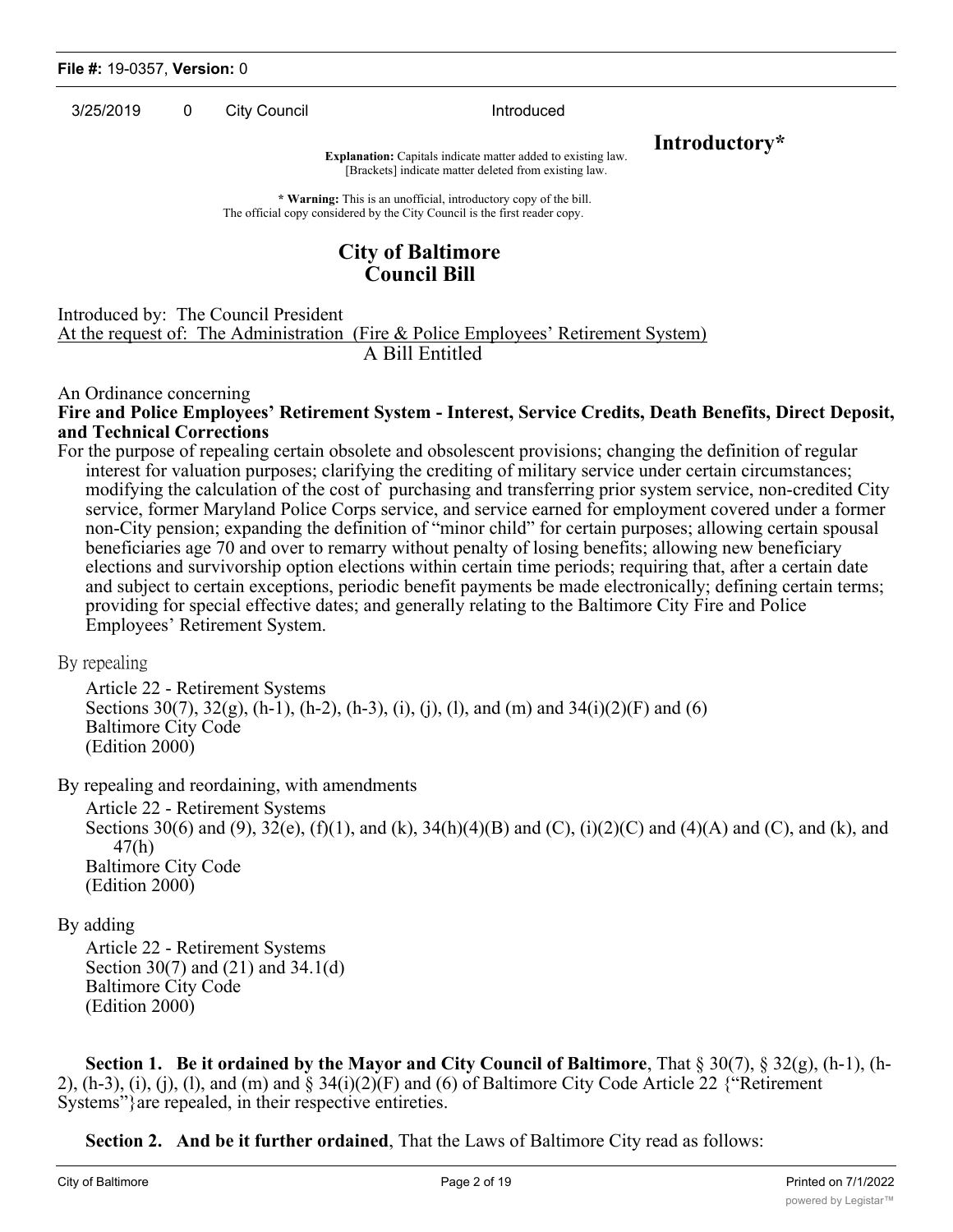**File #:** 19-0357, **Version:** 0

3/25/2019 0 City Council Introduced

**Introductory***

**Explanation:** Capitals indicate matter added to existing law.
[Brackets] indicate matter deleted from existing law.

*** Warning:** This is an unofficial, introductory copy of the bill.
The official copy considered by the City Council is the first reader copy.

## City of Baltimore
## Council Bill

Introduced by: The Council President
At the request of: The Administration (Fire & Police Employees' Retirement System)

A Bill Entitled

An Ordinance concerning

**Fire and Police Employees' Retirement System - Interest, Service Credits, Death Benefits, Direct Deposit, and Technical Corrections**

For the purpose of repealing certain obsolete and obsolescent provisions; changing the definition of regular interest for valuation purposes; clarifying the crediting of military service under certain circumstances; modifying the calculation of the cost of purchasing and transferring prior system service, non-credited City service, former Maryland Police Corps service, and service earned for employment covered under a former non-City pension; expanding the definition of "minor child" for certain purposes; allowing certain spousal beneficiaries age 70 and over to remarry without penalty of losing benefits; allowing new beneficiary elections and survivorship option elections within certain time periods; requiring that, after a certain date and subject to certain exceptions, periodic benefit payments be made electronically; defining certain terms; providing for special effective dates; and generally relating to the Baltimore City Fire and Police Employees' Retirement System.

By repealing

Article 22 - Retirement Systems
Sections 30(7), 32(g), (h-1), (h-2), (h-3), (i), (j), (l), and (m) and 34(i)(2)(F) and (6)
Baltimore City Code
(Edition 2000)

By repealing and reordaining, with amendments

Article 22 - Retirement Systems
Sections 30(6) and (9), 32(e), (f)(1), and (k), 34(h)(4)(B) and (C), (i)(2)(C) and (4)(A) and (C), and (k), and 47(h)
Baltimore City Code
(Edition 2000)

By adding

Article 22 - Retirement Systems
Section 30(7) and (21) and 34.1(d)
Baltimore City Code
(Edition 2000)

**Section 1. Be it ordained by the Mayor and City Council of Baltimore**, That § 30(7), § 32(g), (h-1), (h-2), (h-3), (i), (j), (l), and (m) and § 34(i)(2)(F) and (6) of Baltimore City Code Article 22 {"Retirement Systems"}are repealed, in their respective entireties.

**Section 2. And be it further ordained**, That the Laws of Baltimore City read as follows: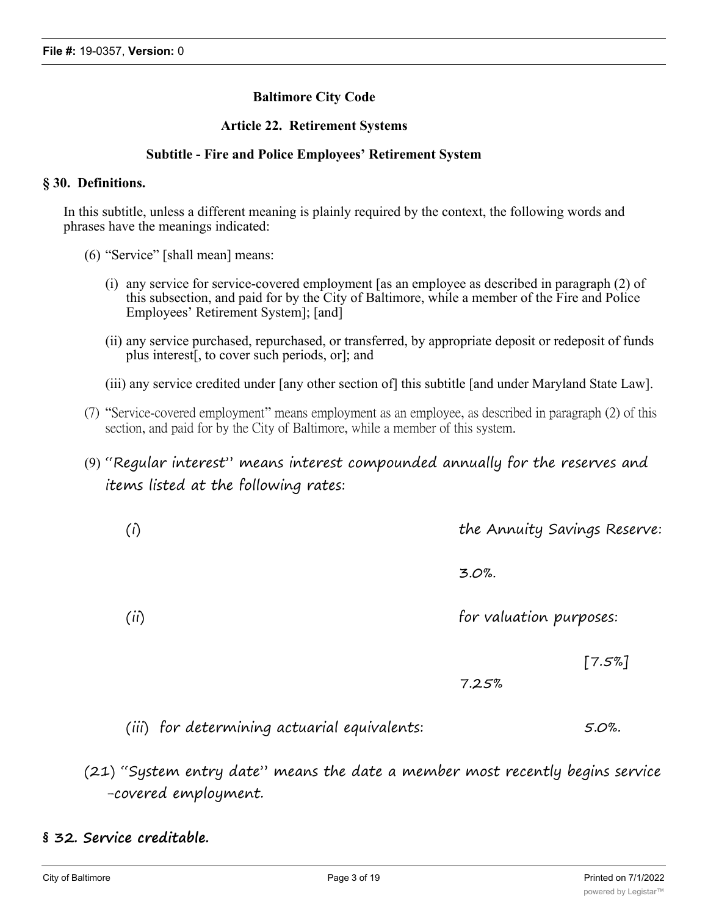**Baltimore City Code**

**Article 22. Retirement Systems**

**Subtitle - Fire and Police Employees' Retirement System**

**§ 30. Definitions.**

In this subtitle, unless a different meaning is plainly required by the context, the following words and phrases have the meanings indicated:

(6) "Service" [shall mean] means:

(i) any service for service-covered employment [as an employee as described in paragraph (2) of this subsection, and paid for by the City of Baltimore, while a member of the Fire and Police Employees' Retirement System]; [and]

(ii) any service purchased, repurchased, or transferred, by appropriate deposit or redeposit of funds plus interest[, to cover such periods, or]; and

(iii) any service credited under [any other section of] this subtitle [and under Maryland State Law].

(7) "Service-covered employment" means employment as an employee, as described in paragraph (2) of this section, and paid for by the City of Baltimore, while a member of this system.

(9) "Regular interest" means interest compounded annually for the reserves and items listed at the following rates:

(i) the Annuity Savings Reserve: 3.0%.

(ii) for valuation purposes: [7.5%] 7.25%

(iii) for determining actuarial equivalents: 5.0%.

(21) "System entry date" means the date a member most recently begins service-covered employment.

**§ 32. Service creditable.**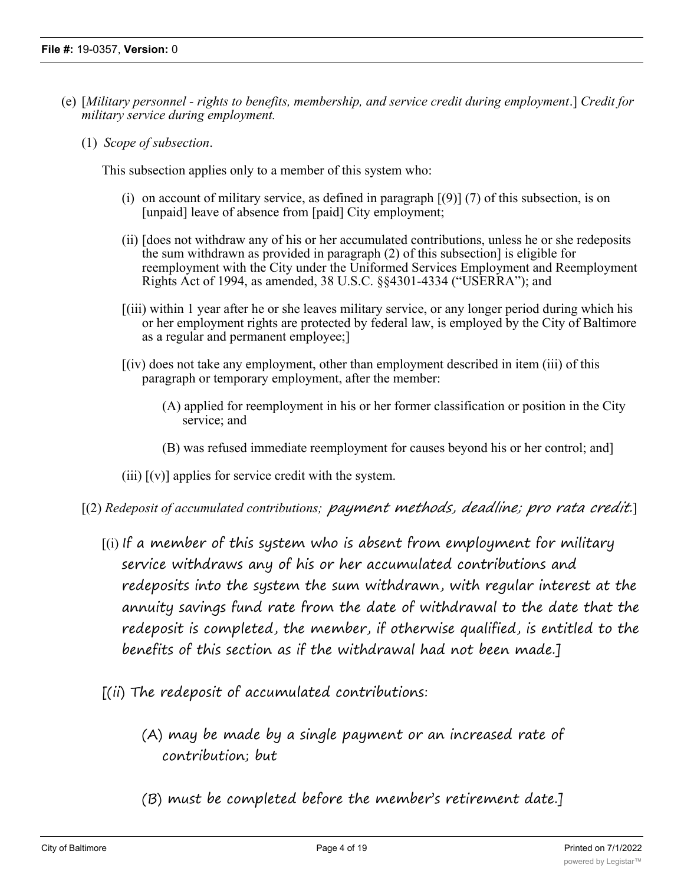(e) [*Military personnel - rights to benefits, membership, and service credit during employment*.] *Credit for military service during employment.*

(1) *Scope of subsection*.

This subsection applies only to a member of this system who:

(i) on account of military service, as defined in paragraph [(9)] (7) of this subsection, is on [unpaid] leave of absence from [paid] City employment;

(ii) [does not withdraw any of his or her accumulated contributions, unless he or she redeposits the sum withdrawn as provided in paragraph (2) of this subsection] is eligible for reemployment with the City under the Uniformed Services Employment and Reemployment Rights Act of 1994, as amended, 38 U.S.C. §§4301-4334 ("USERRA"); and

[(iii) within 1 year after he or she leaves military service, or any longer period during which his or her employment rights are protected by federal law, is employed by the City of Baltimore as a regular and permanent employee;]

[(iv) does not take any employment, other than employment described in item (iii) of this paragraph or temporary employment, after the member:

(A) applied for reemployment in his or her former classification or position in the City service; and

(B) was refused immediate reemployment for causes beyond his or her control; and]

(iii) [(v)] applies for service credit with the system.

[(2) *Redeposit of accumulated contributions; payment methods, deadline; pro rata credit.*]

[(i) If a member of this system who is absent from employment for military service withdraws any of his or her accumulated contributions and redeposits into the system the sum withdrawn, with regular interest at the annuity savings fund rate from the date of withdrawal to the date that the redeposit is completed, the member, if otherwise qualified, is entitled to the benefits of this section as if the withdrawal had not been made.]

[(ii) The redeposit of accumulated contributions:

(A) may be made by a single payment or an increased rate of contribution; but

(B) must be completed before the member's retirement date.]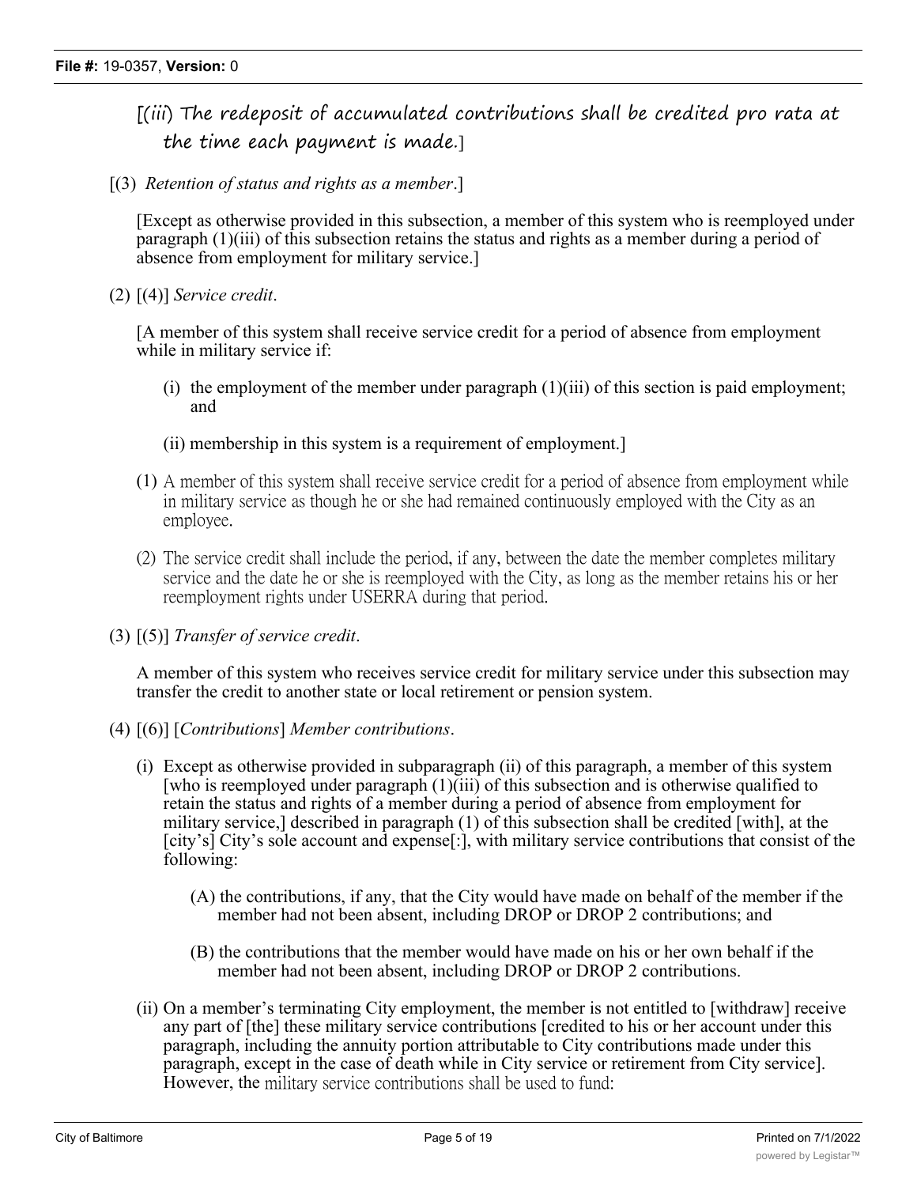[(iii) The redeposit of accumulated contributions shall be credited pro rata at the time each payment is made.]

[(3) *Retention of status and rights as a member*.]

[Except as otherwise provided in this subsection, a member of this system who is reemployed under paragraph (1)(iii) of this subsection retains the status and rights as a member during a period of absence from employment for military service.]

(2) [(4)] *Service credit*.

[A member of this system shall receive service credit for a period of absence from employment while in military service if:

(i) the employment of the member under paragraph (1)(iii) of this section is paid employment; and

(ii) membership in this system is a requirement of employment.]

(1) A member of this system shall receive service credit for a period of absence from employment while in military service as though he or she had remained continuously employed with the City as an employee.

(2) The service credit shall include the period, if any, between the date the member completes military service and the date he or she is reemployed with the City, as long as the member retains his or her reemployment rights under USERRA during that period.

(3) [(5)] *Transfer of service credit*.

A member of this system who receives service credit for military service under this subsection may transfer the credit to another state or local retirement or pension system.

(4) [(6)] [*Contributions*] *Member contributions*.

(i) Except as otherwise provided in subparagraph (ii) of this paragraph, a member of this system [who is reemployed under paragraph (1)(iii) of this subsection and is otherwise qualified to retain the status and rights of a member during a period of absence from employment for military service,] described in paragraph (1) of this subsection shall be credited [with], at the [city's] City's sole account and expense[:], with military service contributions that consist of the following:

(A) the contributions, if any, that the City would have made on behalf of the member if the member had not been absent, including DROP or DROP 2 contributions; and

(B) the contributions that the member would have made on his or her own behalf if the member had not been absent, including DROP or DROP 2 contributions.

(ii) On a member's terminating City employment, the member is not entitled to [withdraw] receive any part of [the] these military service contributions [credited to his or her account under this paragraph, including the annuity portion attributable to City contributions made under this paragraph, except in the case of death while in City service or retirement from City service]. However, the military service contributions shall be used to fund: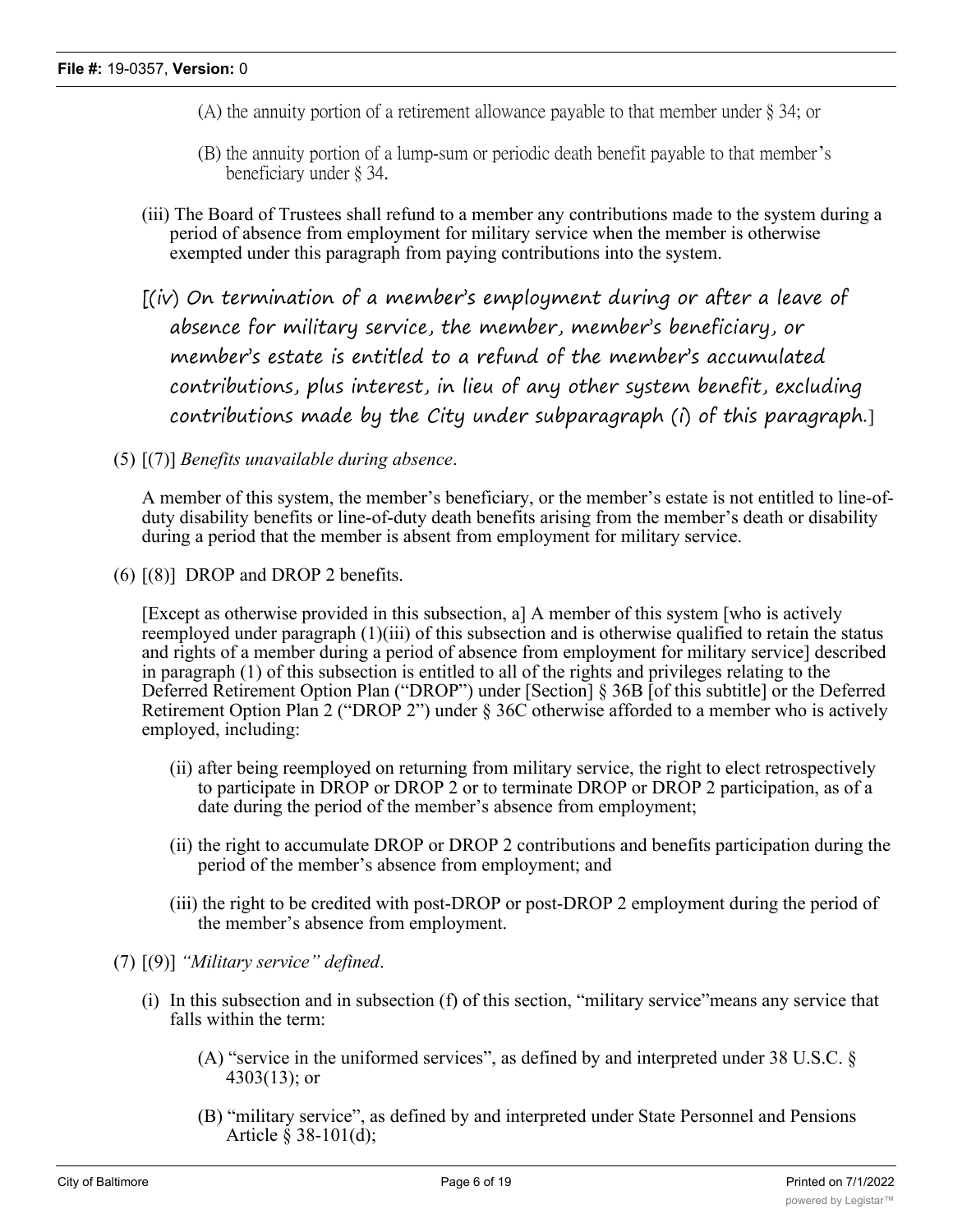(A) the annuity portion of a retirement allowance payable to that member under § 34; or

(B) the annuity portion of a lump-sum or periodic death benefit payable to that member's beneficiary under § 34.

(iii) The Board of Trustees shall refund to a member any contributions made to the system during a period of absence from employment for military service when the member is otherwise exempted under this paragraph from paying contributions into the system.

[(iv) On termination of a member's employment during or after a leave of absence for military service, the member, member's beneficiary, or member's estate is entitled to a refund of the member's accumulated contributions, plus interest, in lieu of any other system benefit, excluding contributions made by the City under subparagraph (i) of this paragraph.]

(5) [(7)] *Benefits unavailable during absence*.

A member of this system, the member's beneficiary, or the member's estate is not entitled to line-of-duty disability benefits or line-of-duty death benefits arising from the member's death or disability during a period that the member is absent from employment for military service.

(6) [(8)] DROP and DROP 2 benefits.

[Except as otherwise provided in this subsection, a] A member of this system [who is actively reemployed under paragraph (1)(iii) of this subsection and is otherwise qualified to retain the status and rights of a member during a period of absence from employment for military service] described in paragraph (1) of this subsection is entitled to all of the rights and privileges relating to the Deferred Retirement Option Plan ("DROP") under [Section] § 36B [of this subtitle] or the Deferred Retirement Option Plan 2 ("DROP 2") under § 36C otherwise afforded to a member who is actively employed, including:

(ii) after being reemployed on returning from military service, the right to elect retrospectively to participate in DROP or DROP 2 or to terminate DROP or DROP 2 participation, as of a date during the period of the member's absence from employment;

(ii) the right to accumulate DROP or DROP 2 contributions and benefits participation during the period of the member's absence from employment; and

(iii) the right to be credited with post-DROP or post-DROP 2 employment during the period of the member's absence from employment.

(7) [(9)] *"Military service" defined*.

(i) In this subsection and in subsection (f) of this section, "military service"means any service that falls within the term:

(A) "service in the uniformed services", as defined by and interpreted under 38 U.S.C. § 4303(13); or

(B) "military service", as defined by and interpreted under State Personnel and Pensions Article § 38-101(d);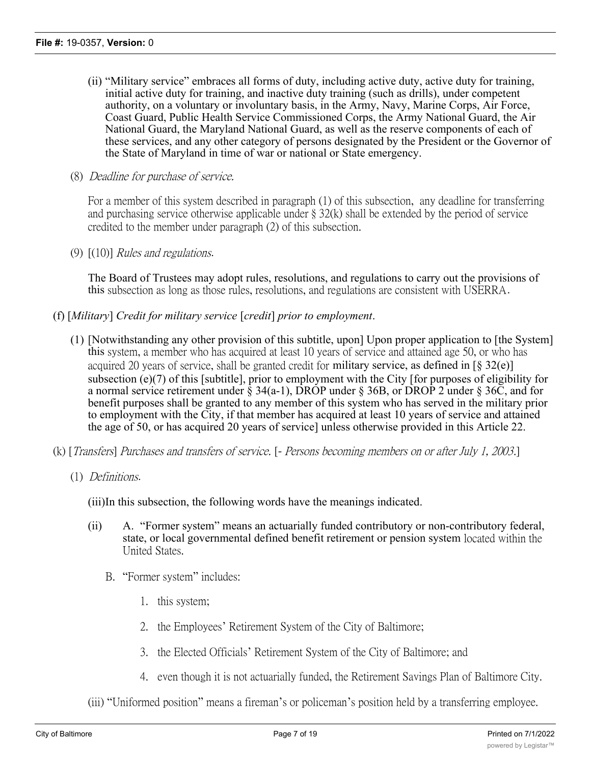(ii) "Military service" embraces all forms of duty, including active duty, active duty for training, initial active duty for training, and inactive duty training (such as drills), under competent authority, on a voluntary or involuntary basis, in the Army, Navy, Marine Corps, Air Force, Coast Guard, Public Health Service Commissioned Corps, the Army National Guard, the Air National Guard, the Maryland National Guard, as well as the reserve components of each of these services, and any other category of persons designated by the President or the Governor of the State of Maryland in time of war or national or State emergency.

(8) *Deadline for purchase of service.*

For a member of this system described in paragraph (1) of this subsection, any deadline for transferring and purchasing service otherwise applicable under § 32(k) shall be extended by the period of service credited to the member under paragraph (2) of this subsection.

(9) [(10)] *Rules and regulations.*

The Board of Trustees may adopt rules, resolutions, and regulations to carry out the provisions of this subsection as long as those rules, resolutions, and regulations are consistent with USERRA.

(f) [*Military*] *Credit for military service* [*credit*] *prior to employment*.

(1) [Notwithstanding any other provision of this subtitle, upon] Upon proper application to [the System] this system, a member who has acquired at least 10 years of service and attained age 50, or who has acquired 20 years of service, shall be granted credit for military service, as defined in [§ 32(e)] subsection (e)(7) of this [subtitle], prior to employment with the City [for purposes of eligibility for a normal service retirement under § 34(a-1), DROP under § 36B, or DROP 2 under § 36C, and for benefit purposes shall be granted to any member of this system who has served in the military prior to employment with the City, if that member has acquired at least 10 years of service and attained the age of 50, or has acquired 20 years of service] unless otherwise provided in this Article 22.

(k) [*Transfers*] *Purchases and transfers of service.* [- *Persons becoming members on or after July 1, 2003.*]

(1) *Definitions.*

(iii)In this subsection, the following words have the meanings indicated.

(ii) A. "Former system" means an actuarially funded contributory or non-contributory federal, state, or local governmental defined benefit retirement or pension system located within the United States.

B. "Former system" includes:

1. this system;

2. the Employees' Retirement System of the City of Baltimore;

3. the Elected Officials' Retirement System of the City of Baltimore; and

4. even though it is not actuarially funded, the Retirement Savings Plan of Baltimore City.

(iii) "Uniformed position" means a fireman's or policeman's position held by a transferring employee.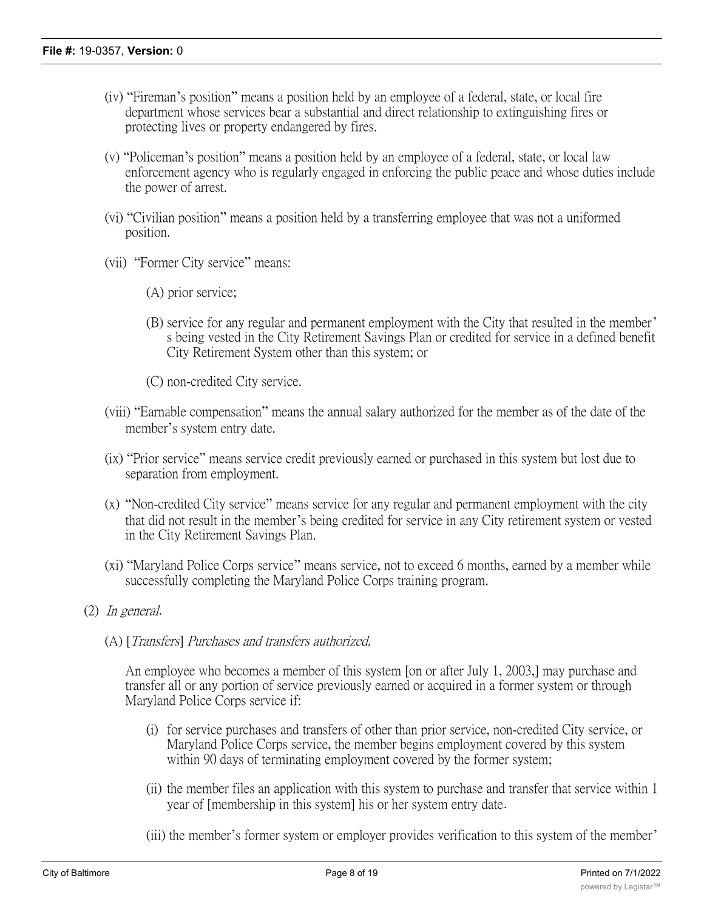(iv) "Fireman's position" means a position held by an employee of a federal, state, or local fire department whose services bear a substantial and direct relationship to extinguishing fires or protecting lives or property endangered by fires.

(v) "Policeman's position" means a position held by an employee of a federal, state, or local law enforcement agency who is regularly engaged in enforcing the public peace and whose duties include the power of arrest.

(vi) "Civilian position" means a position held by a transferring employee that was not a uniformed position.

(vii) "Former City service" means:

(A) prior service;

(B) service for any regular and permanent employment with the City that resulted in the member's being vested in the City Retirement Savings Plan or credited for service in a defined benefit City Retirement System other than this system; or

(C) non-credited City service.

(viii) "Earnable compensation" means the annual salary authorized for the member as of the date of the member's system entry date.

(ix) "Prior service" means service credit previously earned or purchased in this system but lost due to separation from employment.

(x) "Non-credited City service" means service for any regular and permanent employment with the city that did not result in the member's being credited for service in any City retirement system or vested in the City Retirement Savings Plan.

(xi) "Maryland Police Corps service" means service, not to exceed 6 months, earned by a member while successfully completing the Maryland Police Corps training program.

(2) *In general.*

(A) [*Transfers*] *Purchases and transfers authorized.*

An employee who becomes a member of this system [on or after July 1, 2003,] may purchase and transfer all or any portion of service previously earned or acquired in a former system or through Maryland Police Corps service if:

(i) for service purchases and transfers of other than prior service, non-credited City service, or Maryland Police Corps service, the member begins employment covered by this system within 90 days of terminating employment covered by the former system;

(ii) the member files an application with this system to purchase and transfer that service within 1 year of [membership in this system] his or her system entry date.

(iii) the member's former system or employer provides verification to this system of the member'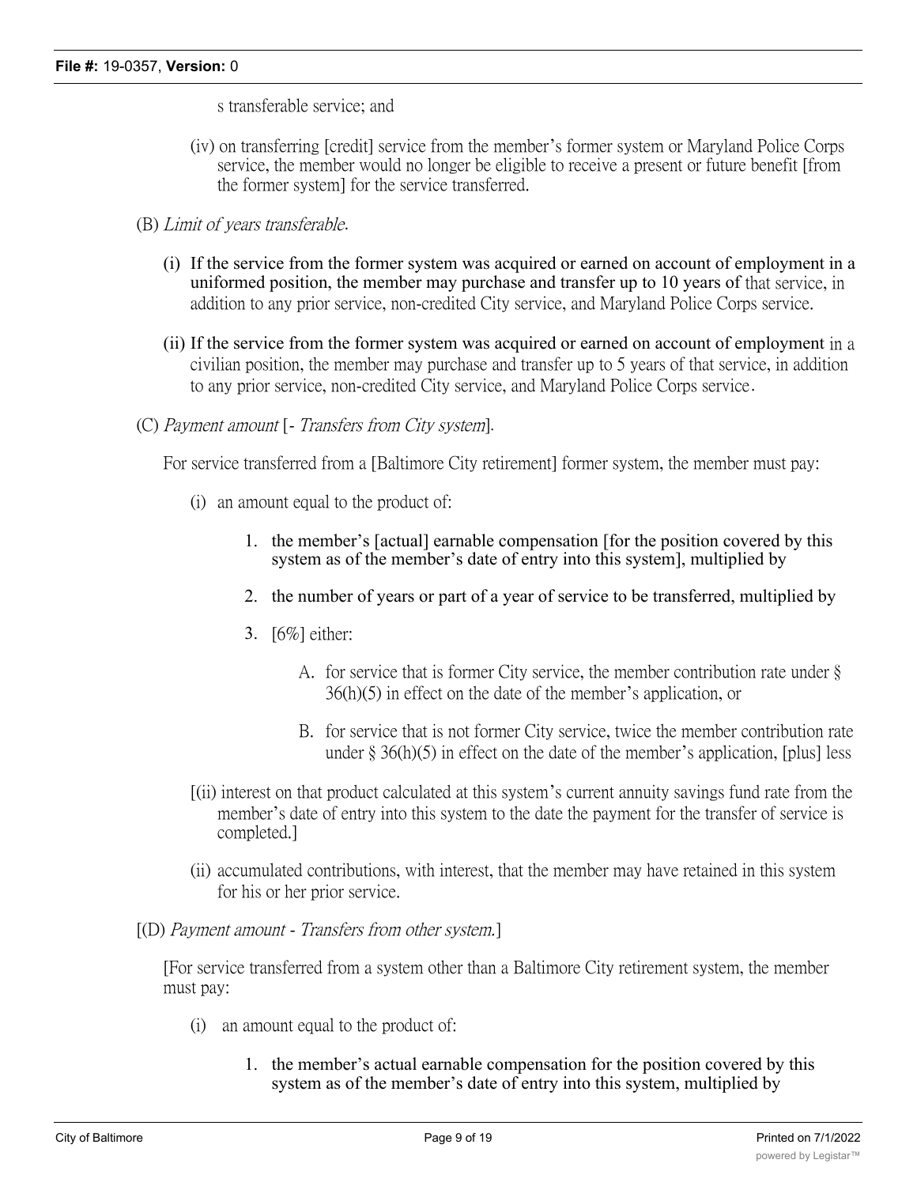s transferable service; and

(iv) on transferring [credit] service from the member's former system or Maryland Police Corps service, the member would no longer be eligible to receive a present or future benefit [from the former system] for the service transferred.

(B) *Limit of years transferable.*

(i) If the service from the former system was acquired or earned on account of employment in a uniformed position, the member may purchase and transfer up to 10 years of that service, in addition to any prior service, non-credited City service, and Maryland Police Corps service.

(ii) If the service from the former system was acquired or earned on account of employment in a civilian position, the member may purchase and transfer up to 5 years of that service, in addition to any prior service, non-credited City service, and Maryland Police Corps service.

(C) *Payment amount* [- *Transfers from City system*].

For service transferred from a [Baltimore City retirement] former system, the member must pay:

(i) an amount equal to the product of:

1. the member's [actual] earnable compensation [for the position covered by this system as of the member's date of entry into this system], multiplied by

2. the number of years or part of a year of service to be transferred, multiplied by

3. [6%] either:

A. for service that is former City service, the member contribution rate under § 36(h)(5) in effect on the date of the member's application, or

B. for service that is not former City service, twice the member contribution rate under § 36(h)(5) in effect on the date of the member's application, [plus] less

[(ii) interest on that product calculated at this system's current annuity savings fund rate from the member's date of entry into this system to the date the payment for the transfer of service is completed.]

(ii) accumulated contributions, with interest, that the member may have retained in this system for his or her prior service.

[(D) *Payment amount - Transfers from other system.*]

[For service transferred from a system other than a Baltimore City retirement system, the member must pay:

(i) an amount equal to the product of:

1. the member's actual earnable compensation for the position covered by this system as of the member's date of entry into this system, multiplied by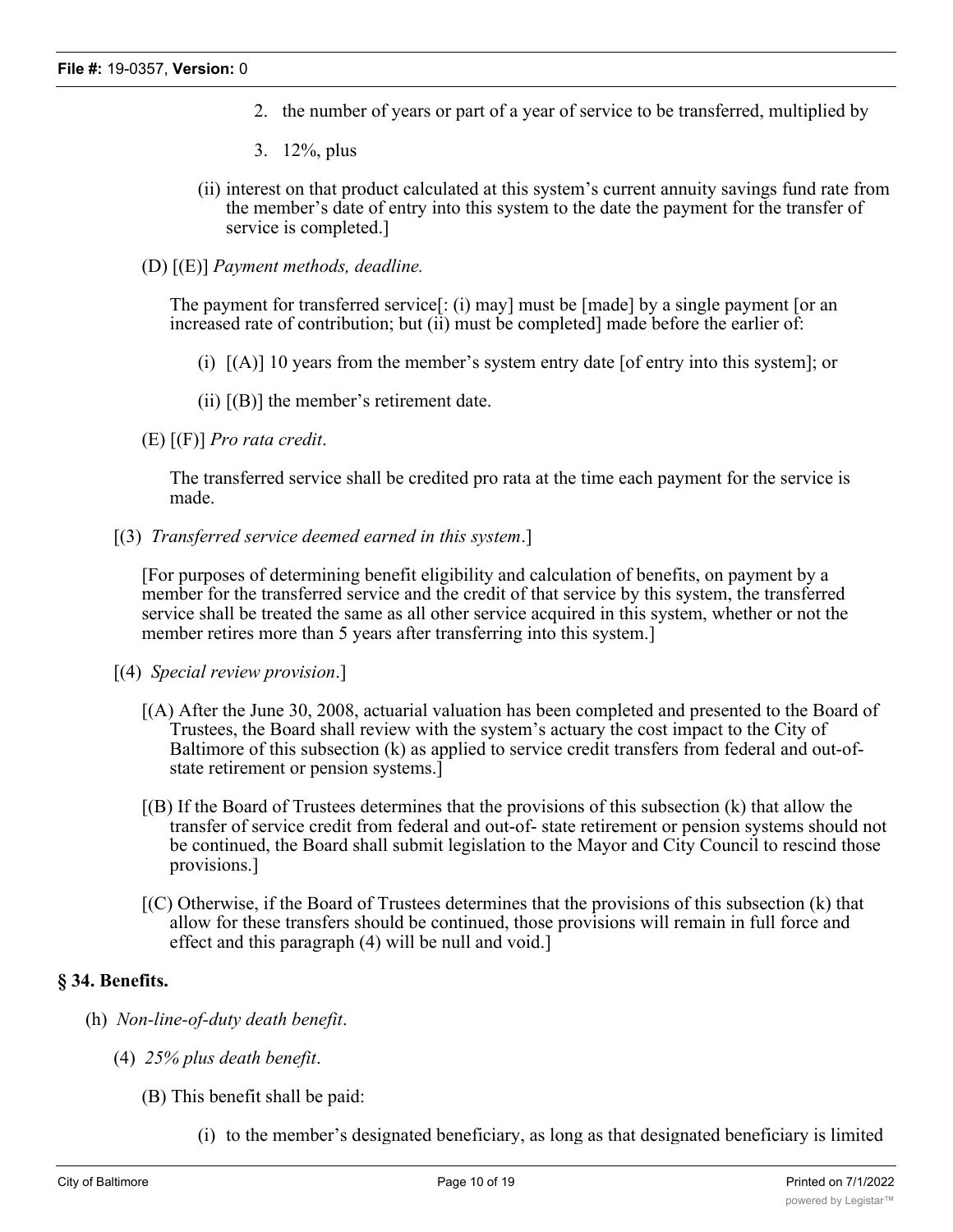2. the number of years or part of a year of service to be transferred, multiplied by

3. 12%, plus

(ii) interest on that product calculated at this system's current annuity savings fund rate from the member's date of entry into this system to the date the payment for the transfer of service is completed.]

(D) [(E)] *Payment methods, deadline.*

The payment for transferred service[: (i) may] must be [made] by a single payment [or an increased rate of contribution; but (ii) must be completed] made before the earlier of:

(i) [(A)] 10 years from the member's system entry date [of entry into this system]; or

(ii) [(B)] the member's retirement date.

(E) [(F)] *Pro rata credit*.

The transferred service shall be credited pro rata at the time each payment for the service is made.

[(3) *Transferred service deemed earned in this system*.]

[For purposes of determining benefit eligibility and calculation of benefits, on payment by a member for the transferred service and the credit of that service by this system, the transferred service shall be treated the same as all other service acquired in this system, whether or not the member retires more than 5 years after transferring into this system.]

[(4) *Special review provision*.]

[(A) After the June 30, 2008, actuarial valuation has been completed and presented to the Board of Trustees, the Board shall review with the system's actuary the cost impact to the City of Baltimore of this subsection (k) as applied to service credit transfers from federal and out-of-state retirement or pension systems.]

[(B) If the Board of Trustees determines that the provisions of this subsection (k) that allow the transfer of service credit from federal and out-of- state retirement or pension systems should not be continued, the Board shall submit legislation to the Mayor and City Council to rescind those provisions.]

[(C) Otherwise, if the Board of Trustees determines that the provisions of this subsection (k) that allow for these transfers should be continued, those provisions will remain in full force and effect and this paragraph (4) will be null and void.]

## § 34. Benefits.

(h) *Non-line-of-duty death benefit*.

(4) *25% plus death benefit*.

(B) This benefit shall be paid:

(i) to the member's designated beneficiary, as long as that designated beneficiary is limited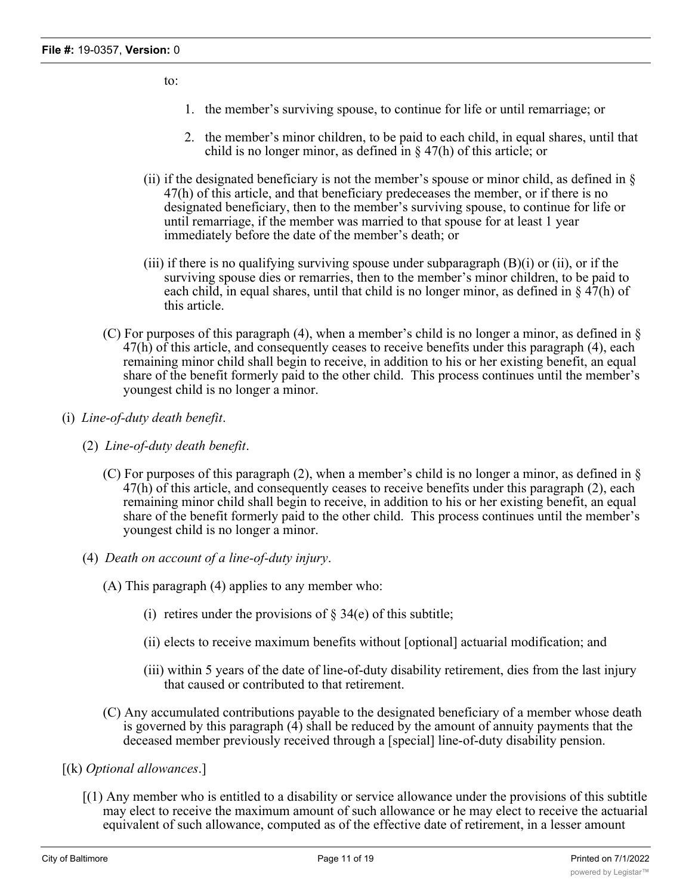to:

1. the member's surviving spouse, to continue for life or until remarriage; or

2. the member's minor children, to be paid to each child, in equal shares, until that child is no longer minor, as defined in § 47(h) of this article; or

(ii) if the designated beneficiary is not the member's spouse or minor child, as defined in § 47(h) of this article, and that beneficiary predeceases the member, or if there is no designated beneficiary, then to the member's surviving spouse, to continue for life or until remarriage, if the member was married to that spouse for at least 1 year immediately before the date of the member's death; or

(iii) if there is no qualifying surviving spouse under subparagraph (B)(i) or (ii), or if the surviving spouse dies or remarries, then to the member's minor children, to be paid to each child, in equal shares, until that child is no longer minor, as defined in § 47(h) of this article.

(C) For purposes of this paragraph (4), when a member's child is no longer a minor, as defined in § 47(h) of this article, and consequently ceases to receive benefits under this paragraph (4), each remaining minor child shall begin to receive, in addition to his or her existing benefit, an equal share of the benefit formerly paid to the other child. This process continues until the member's youngest child is no longer a minor.

(i) *Line-of-duty death benefit*.

(2) *Line-of-duty death benefit*.

(C) For purposes of this paragraph (2), when a member's child is no longer a minor, as defined in § 47(h) of this article, and consequently ceases to receive benefits under this paragraph (2), each remaining minor child shall begin to receive, in addition to his or her existing benefit, an equal share of the benefit formerly paid to the other child. This process continues until the member's youngest child is no longer a minor.

(4) *Death on account of a line-of-duty injury*.

(A) This paragraph (4) applies to any member who:

(i) retires under the provisions of § 34(e) of this subtitle;

(ii) elects to receive maximum benefits without [optional] actuarial modification; and

(iii) within 5 years of the date of line-of-duty disability retirement, dies from the last injury that caused or contributed to that retirement.

(C) Any accumulated contributions payable to the designated beneficiary of a member whose death is governed by this paragraph (4) shall be reduced by the amount of annuity payments that the deceased member previously received through a [special] line-of-duty disability pension.

[(k) *Optional allowances*.]

[(1) Any member who is entitled to a disability or service allowance under the provisions of this subtitle may elect to receive the maximum amount of such allowance or he may elect to receive the actuarial equivalent of such allowance, computed as of the effective date of retirement, in a lesser amount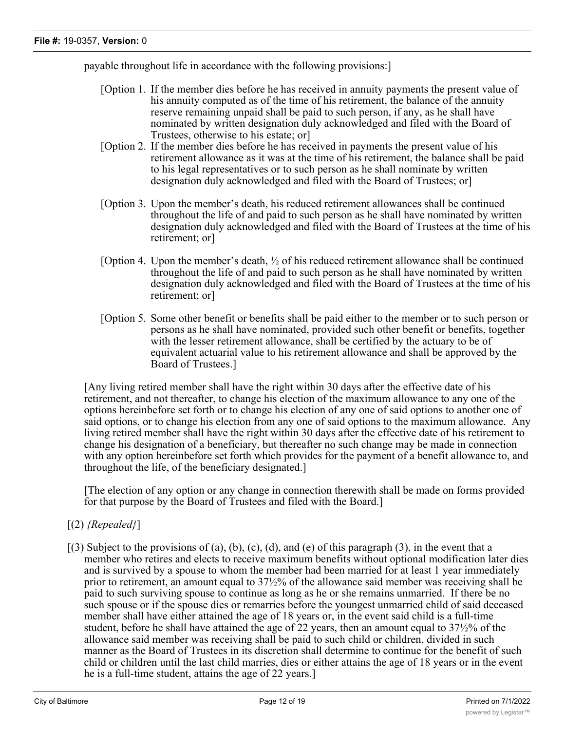payable throughout life in accordance with the following provisions:]

[Option 1. If the member dies before he has received in annuity payments the present value of his annuity computed as of the time of his retirement, the balance of the annuity reserve remaining unpaid shall be paid to such person, if any, as he shall have nominated by written designation duly acknowledged and filed with the Board of Trustees, otherwise to his estate; or]

[Option 2. If the member dies before he has received in payments the present value of his retirement allowance as it was at the time of his retirement, the balance shall be paid to his legal representatives or to such person as he shall nominate by written designation duly acknowledged and filed with the Board of Trustees; or]

[Option 3. Upon the member's death, his reduced retirement allowances shall be continued throughout the life of and paid to such person as he shall have nominated by written designation duly acknowledged and filed with the Board of Trustees at the time of his retirement; or]

[Option 4. Upon the member's death, ½ of his reduced retirement allowance shall be continued throughout the life of and paid to such person as he shall have nominated by written designation duly acknowledged and filed with the Board of Trustees at the time of his retirement; or]

[Option 5. Some other benefit or benefits shall be paid either to the member or to such person or persons as he shall have nominated, provided such other benefit or benefits, together with the lesser retirement allowance, shall be certified by the actuary to be of equivalent actuarial value to his retirement allowance and shall be approved by the Board of Trustees.]

[Any living retired member shall have the right within 30 days after the effective date of his retirement, and not thereafter, to change his election of the maximum allowance to any one of the options hereinbefore set forth or to change his election of any one of said options to another one of said options, or to change his election from any one of said options to the maximum allowance. Any living retired member shall have the right within 30 days after the effective date of his retirement to change his designation of a beneficiary, but thereafter no such change may be made in connection with any option hereinbefore set forth which provides for the payment of a benefit allowance to, and throughout the life, of the beneficiary designated.]

[The election of any option or any change in connection therewith shall be made on forms provided for that purpose by the Board of Trustees and filed with the Board.]

[(2) *{Repealed}*]

[(3) Subject to the provisions of (a), (b), (c), (d), and (e) of this paragraph (3), in the event that a member who retires and elects to receive maximum benefits without optional modification later dies and is survived by a spouse to whom the member had been married for at least 1 year immediately prior to retirement, an amount equal to 37½% of the allowance said member was receiving shall be paid to such surviving spouse to continue as long as he or she remains unmarried. If there be no such spouse or if the spouse dies or remarries before the youngest unmarried child of said deceased member shall have either attained the age of 18 years or, in the event said child is a full-time student, before he shall have attained the age of 22 years, then an amount equal to 37½% of the allowance said member was receiving shall be paid to such child or children, divided in such manner as the Board of Trustees in its discretion shall determine to continue for the benefit of such child or children until the last child marries, dies or either attains the age of 18 years or in the event he is a full-time student, attains the age of 22 years.]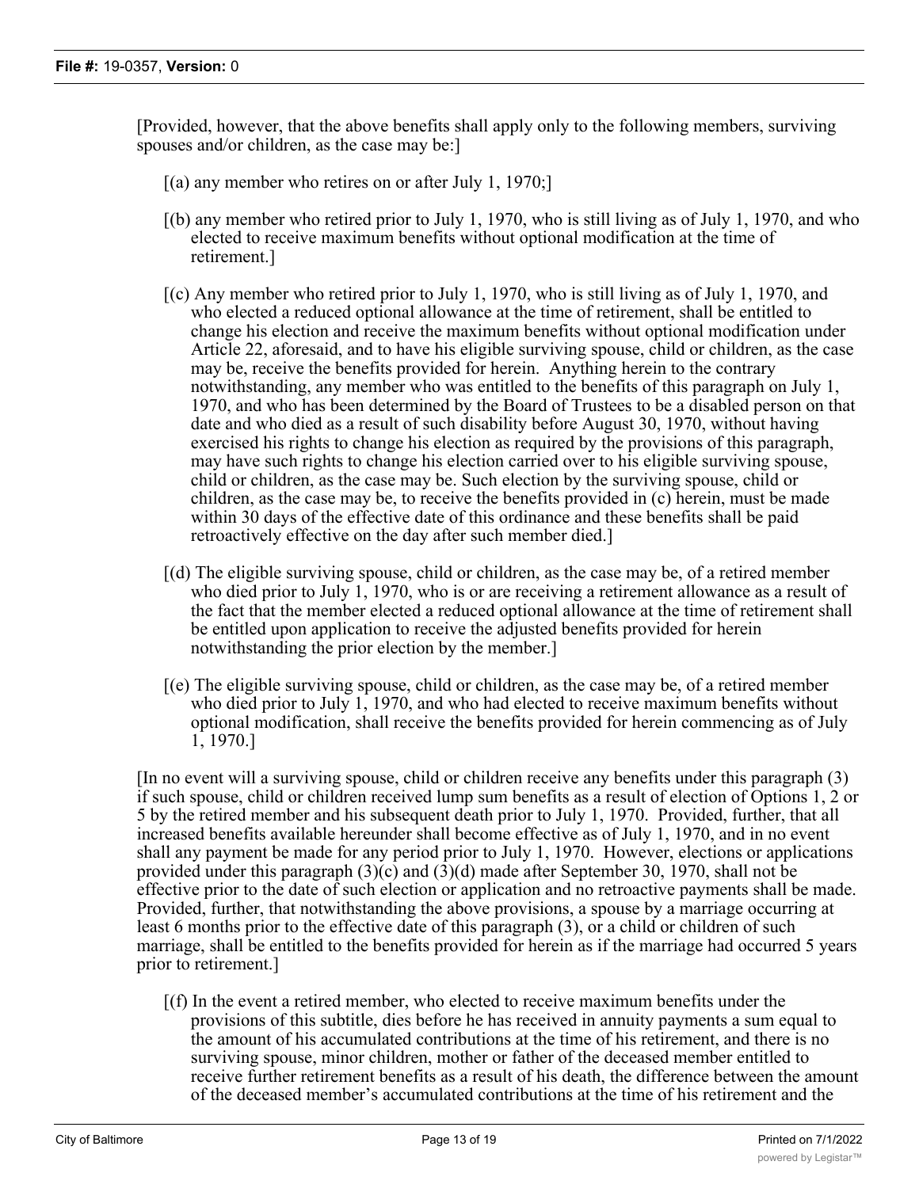[Provided, however, that the above benefits shall apply only to the following members, surviving spouses and/or children, as the case may be:]

[(a) any member who retires on or after July 1, 1970;]

[(b) any member who retired prior to July 1, 1970, who is still living as of July 1, 1970, and who elected to receive maximum benefits without optional modification at the time of retirement.]

[(c) Any member who retired prior to July 1, 1970, who is still living as of July 1, 1970, and who elected a reduced optional allowance at the time of retirement, shall be entitled to change his election and receive the maximum benefits without optional modification under Article 22, aforesaid, and to have his eligible surviving spouse, child or children, as the case may be, receive the benefits provided for herein. Anything herein to the contrary notwithstanding, any member who was entitled to the benefits of this paragraph on July 1, 1970, and who has been determined by the Board of Trustees to be a disabled person on that date and who died as a result of such disability before August 30, 1970, without having exercised his rights to change his election as required by the provisions of this paragraph, may have such rights to change his election carried over to his eligible surviving spouse, child or children, as the case may be. Such election by the surviving spouse, child or children, as the case may be, to receive the benefits provided in (c) herein, must be made within 30 days of the effective date of this ordinance and these benefits shall be paid retroactively effective on the day after such member died.]

[(d) The eligible surviving spouse, child or children, as the case may be, of a retired member who died prior to July 1, 1970, who is or are receiving a retirement allowance as a result of the fact that the member elected a reduced optional allowance at the time of retirement shall be entitled upon application to receive the adjusted benefits provided for herein notwithstanding the prior election by the member.]

[(e) The eligible surviving spouse, child or children, as the case may be, of a retired member who died prior to July 1, 1970, and who had elected to receive maximum benefits without optional modification, shall receive the benefits provided for herein commencing as of July 1, 1970.]

[In no event will a surviving spouse, child or children receive any benefits under this paragraph (3) if such spouse, child or children received lump sum benefits as a result of election of Options 1, 2 or 5 by the retired member and his subsequent death prior to July 1, 1970. Provided, further, that all increased benefits available hereunder shall become effective as of July 1, 1970, and in no event shall any payment be made for any period prior to July 1, 1970. However, elections or applications provided under this paragraph (3)(c) and (3)(d) made after September 30, 1970, shall not be effective prior to the date of such election or application and no retroactive payments shall be made. Provided, further, that notwithstanding the above provisions, a spouse by a marriage occurring at least 6 months prior to the effective date of this paragraph (3), or a child or children of such marriage, shall be entitled to the benefits provided for herein as if the marriage had occurred 5 years prior to retirement.]

[(f) In the event a retired member, who elected to receive maximum benefits under the provisions of this subtitle, dies before he has received in annuity payments a sum equal to the amount of his accumulated contributions at the time of his retirement, and there is no surviving spouse, minor children, mother or father of the deceased member entitled to receive further retirement benefits as a result of his death, the difference between the amount of the deceased member's accumulated contributions at the time of his retirement and the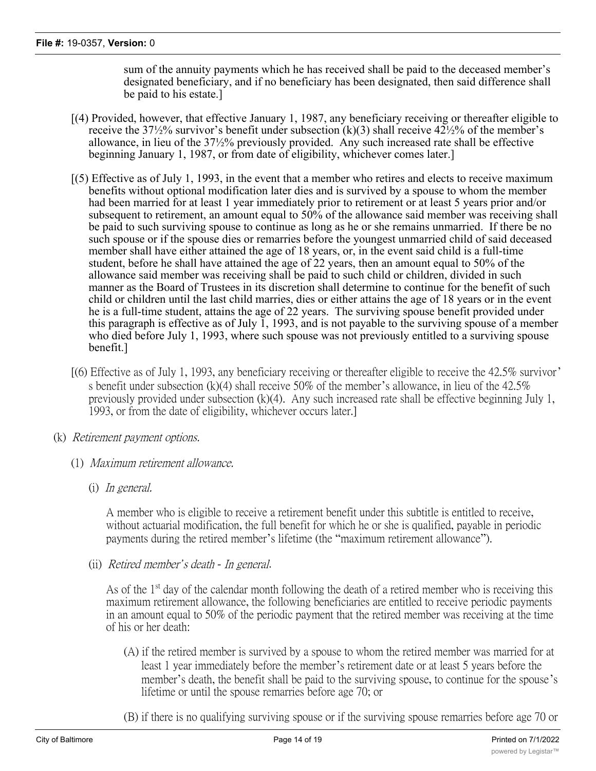sum of the annuity payments which he has received shall be paid to the deceased member's designated beneficiary, and if no beneficiary has been designated, then said difference shall be paid to his estate.]

[(4) Provided, however, that effective January 1, 1987, any beneficiary receiving or thereafter eligible to receive the 37½% survivor's benefit under subsection (k)(3) shall receive 42½% of the member's allowance, in lieu of the 37½% previously provided. Any such increased rate shall be effective beginning January 1, 1987, or from date of eligibility, whichever comes later.]

[(5) Effective as of July 1, 1993, in the event that a member who retires and elects to receive maximum benefits without optional modification later dies and is survived by a spouse to whom the member had been married for at least 1 year immediately prior to retirement or at least 5 years prior and/or subsequent to retirement, an amount equal to 50% of the allowance said member was receiving shall be paid to such surviving spouse to continue as long as he or she remains unmarried. If there be no such spouse or if the spouse dies or remarries before the youngest unmarried child of said deceased member shall have either attained the age of 18 years, or, in the event said child is a full-time student, before he shall have attained the age of 22 years, then an amount equal to 50% of the allowance said member was receiving shall be paid to such child or children, divided in such manner as the Board of Trustees in its discretion shall determine to continue for the benefit of such child or children until the last child marries, dies or either attains the age of 18 years or in the event he is a full-time student, attains the age of 22 years. The surviving spouse benefit provided under this paragraph is effective as of July 1, 1993, and is not payable to the surviving spouse of a member who died before July 1, 1993, where such spouse was not previously entitled to a surviving spouse benefit.]

[(6) Effective as of July 1, 1993, any beneficiary receiving or thereafter eligible to receive the 42.5% survivor's benefit under subsection (k)(4) shall receive 50% of the member's allowance, in lieu of the 42.5% previously provided under subsection (k)(4). Any such increased rate shall be effective beginning July 1, 1993, or from the date of eligibility, whichever occurs later.]

(k) *Retirement payment options.*

(1) *Maximum retirement allowance.*

(i) *In general.*

A member who is eligible to receive a retirement benefit under this subtitle is entitled to receive, without actuarial modification, the full benefit for which he or she is qualified, payable in periodic payments during the retired member's lifetime (the "maximum retirement allowance").

(ii) *Retired member's death - In general.*

As of the 1st day of the calendar month following the death of a retired member who is receiving this maximum retirement allowance, the following beneficiaries are entitled to receive periodic payments in an amount equal to 50% of the periodic payment that the retired member was receiving at the time of his or her death:

(A) if the retired member is survived by a spouse to whom the retired member was married for at least 1 year immediately before the member's retirement date or at least 5 years before the member's death, the benefit shall be paid to the surviving spouse, to continue for the spouse's lifetime or until the spouse remarries before age 70; or

(B) if there is no qualifying surviving spouse or if the surviving spouse remarries before age 70 or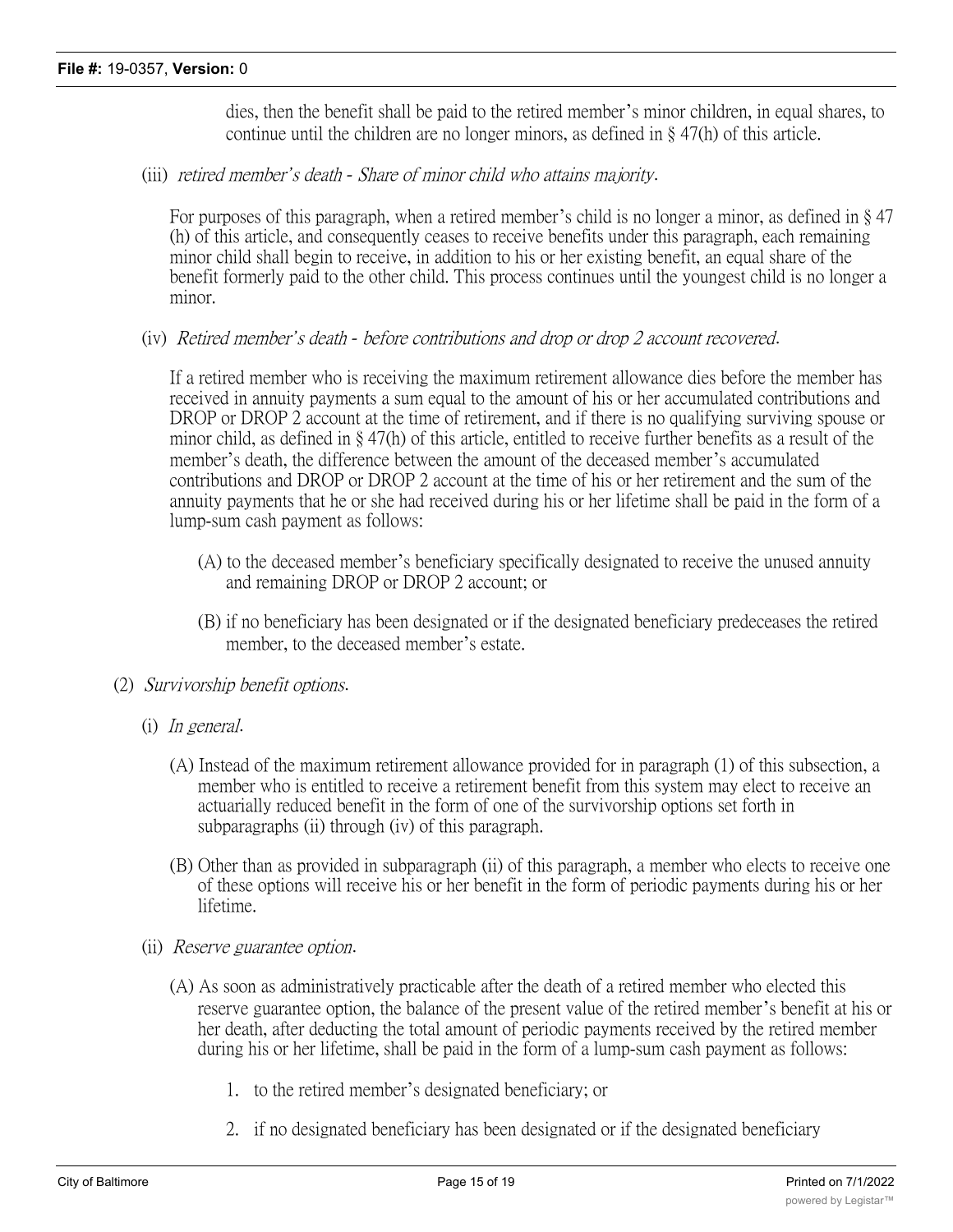dies, then the benefit shall be paid to the retired member's minor children, in equal shares, to continue until the children are no longer minors, as defined in § 47(h) of this article.

(iii) *retired member's death - Share of minor child who attains majority*.

For purposes of this paragraph, when a retired member's child is no longer a minor, as defined in § 47 (h) of this article, and consequently ceases to receive benefits under this paragraph, each remaining minor child shall begin to receive, in addition to his or her existing benefit, an equal share of the benefit formerly paid to the other child. This process continues until the youngest child is no longer a minor.

(iv) *Retired member's death - before contributions and drop or drop 2 account recovered*.

If a retired member who is receiving the maximum retirement allowance dies before the member has received in annuity payments a sum equal to the amount of his or her accumulated contributions and DROP or DROP 2 account at the time of retirement, and if there is no qualifying surviving spouse or minor child, as defined in § 47(h) of this article, entitled to receive further benefits as a result of the member's death, the difference between the amount of the deceased member's accumulated contributions and DROP or DROP 2 account at the time of his or her retirement and the sum of the annuity payments that he or she had received during his or her lifetime shall be paid in the form of a lump-sum cash payment as follows:

(A) to the deceased member's beneficiary specifically designated to receive the unused annuity and remaining DROP or DROP 2 account; or

(B) if no beneficiary has been designated or if the designated beneficiary predeceases the retired member, to the deceased member's estate.

(2) *Survivorship benefit options*.

(i) *In general*.

(A) Instead of the maximum retirement allowance provided for in paragraph (1) of this subsection, a member who is entitled to receive a retirement benefit from this system may elect to receive an actuarially reduced benefit in the form of one of the survivorship options set forth in subparagraphs (ii) through (iv) of this paragraph.

(B) Other than as provided in subparagraph (ii) of this paragraph, a member who elects to receive one of these options will receive his or her benefit in the form of periodic payments during his or her lifetime.

(ii) *Reserve guarantee option*.

(A) As soon as administratively practicable after the death of a retired member who elected this reserve guarantee option, the balance of the present value of the retired member's benefit at his or her death, after deducting the total amount of periodic payments received by the retired member during his or her lifetime, shall be paid in the form of a lump-sum cash payment as follows:

1. to the retired member's designated beneficiary; or

2. if no designated beneficiary has been designated or if the designated beneficiary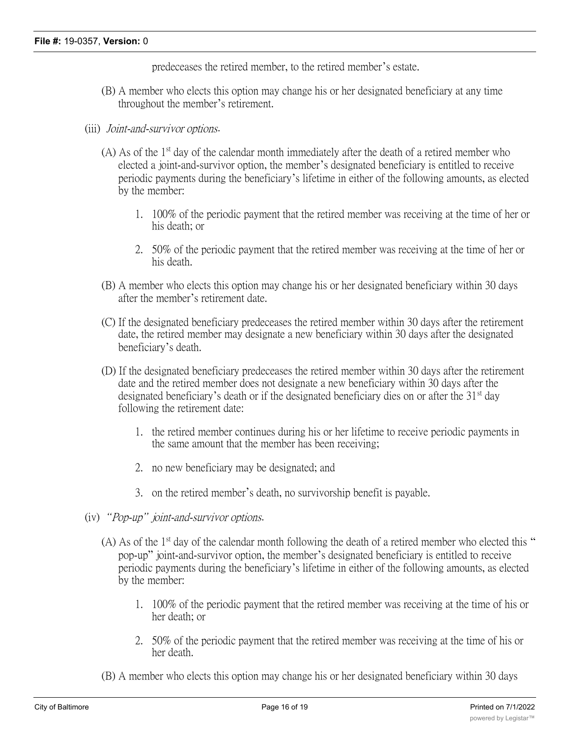predeceases the retired member, to the retired member's estate.

(B) A member who elects this option may change his or her designated beneficiary at any time throughout the member's retirement.

(iii) *Joint-and-survivor options*.

(A) As of the 1st day of the calendar month immediately after the death of a retired member who elected a joint-and-survivor option, the member's designated beneficiary is entitled to receive periodic payments during the beneficiary's lifetime in either of the following amounts, as elected by the member:

1. 100% of the periodic payment that the retired member was receiving at the time of her or his death; or

2. 50% of the periodic payment that the retired member was receiving at the time of her or his death.

(B) A member who elects this option may change his or her designated beneficiary within 30 days after the member's retirement date.

(C) If the designated beneficiary predeceases the retired member within 30 days after the retirement date, the retired member may designate a new beneficiary within 30 days after the designated beneficiary's death.

(D) If the designated beneficiary predeceases the retired member within 30 days after the retirement date and the retired member does not designate a new beneficiary within 30 days after the designated beneficiary's death or if the designated beneficiary dies on or after the 31st day following the retirement date:

1. the retired member continues during his or her lifetime to receive periodic payments in the same amount that the member has been receiving;

2. no new beneficiary may be designated; and

3. on the retired member's death, no survivorship benefit is payable.

(iv) *"Pop-up" joint-and-survivor options*.

(A) As of the 1st day of the calendar month following the death of a retired member who elected this "pop-up" joint-and-survivor option, the member's designated beneficiary is entitled to receive periodic payments during the beneficiary's lifetime in either of the following amounts, as elected by the member:

1. 100% of the periodic payment that the retired member was receiving at the time of his or her death; or

2. 50% of the periodic payment that the retired member was receiving at the time of his or her death.

(B) A member who elects this option may change his or her designated beneficiary within 30 days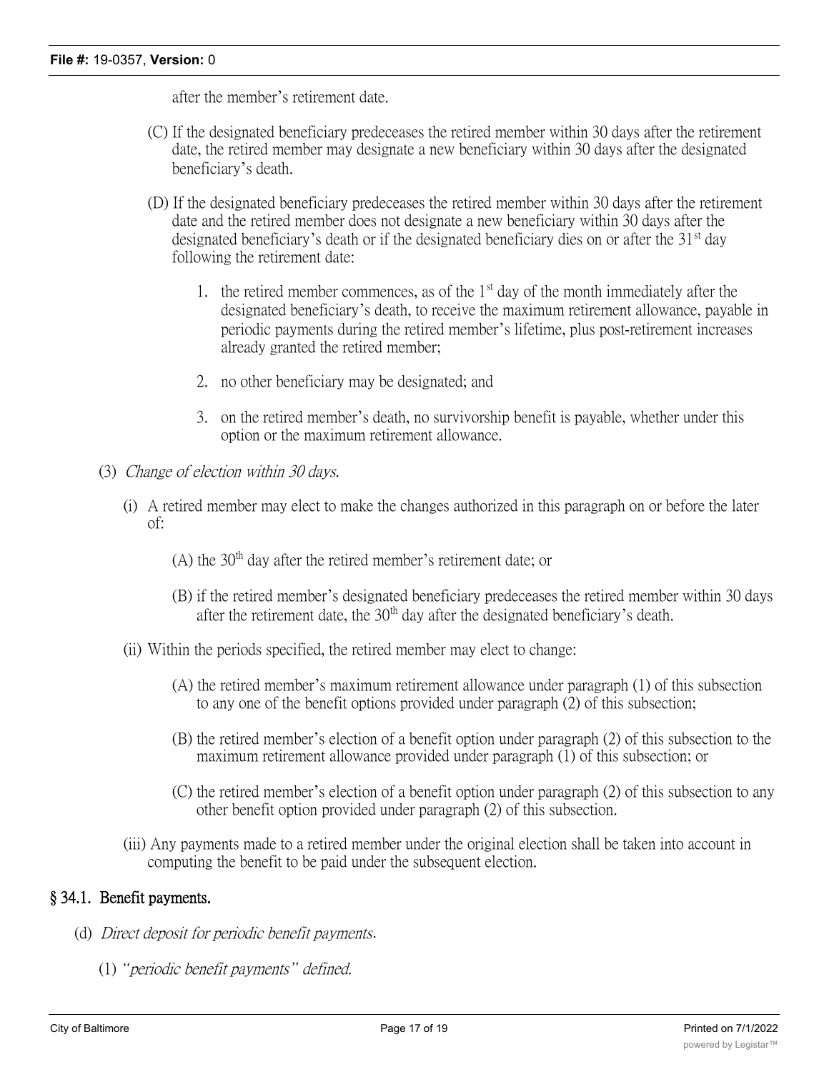after the member's retirement date.

(C) If the designated beneficiary predeceases the retired member within 30 days after the retirement date, the retired member may designate a new beneficiary within 30 days after the designated beneficiary's death.

(D) If the designated beneficiary predeceases the retired member within 30 days after the retirement date and the retired member does not designate a new beneficiary within 30 days after the designated beneficiary's death or if the designated beneficiary dies on or after the 31st day following the retirement date:

1. the retired member commences, as of the 1st day of the month immediately after the designated beneficiary's death, to receive the maximum retirement allowance, payable in periodic payments during the retired member's lifetime, plus post-retirement increases already granted the retired member;

2. no other beneficiary may be designated; and

3. on the retired member's death, no survivorship benefit is payable, whether under this option or the maximum retirement allowance.

(3) *Change of election within 30 days.*

(i) A retired member may elect to make the changes authorized in this paragraph on or before the later of:

(A) the 30th day after the retired member's retirement date; or

(B) if the retired member's designated beneficiary predeceases the retired member within 30 days after the retirement date, the 30th day after the designated beneficiary's death.

(ii) Within the periods specified, the retired member may elect to change:

(A) the retired member's maximum retirement allowance under paragraph (1) of this subsection to any one of the benefit options provided under paragraph (2) of this subsection;

(B) the retired member's election of a benefit option under paragraph (2) of this subsection to the maximum retirement allowance provided under paragraph (1) of this subsection; or

(C) the retired member's election of a benefit option under paragraph (2) of this subsection to any other benefit option provided under paragraph (2) of this subsection.

(iii) Any payments made to a retired member under the original election shall be taken into account in computing the benefit to be paid under the subsequent election.

## § 34.1. Benefit payments.

(d) *Direct deposit for periodic benefit payments.*

(1) *"periodic benefit payments" defined.*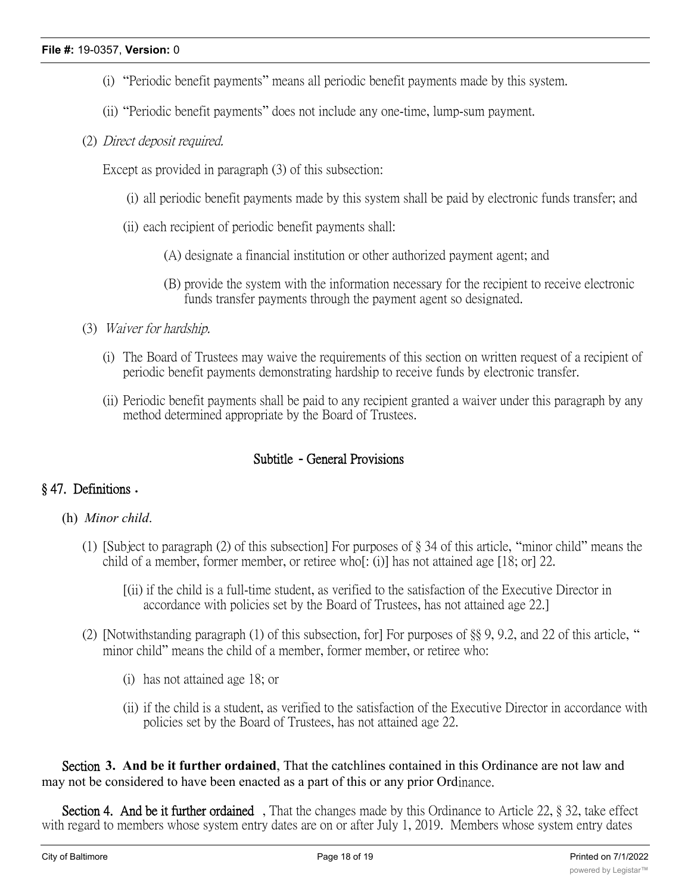(i) "Periodic benefit payments" means all periodic benefit payments made by this system.

(ii) "Periodic benefit payments" does not include any one-time, lump-sum payment.

(2) *Direct deposit required.*

Except as provided in paragraph (3) of this subsection:

(i) all periodic benefit payments made by this system shall be paid by electronic funds transfer; and

(ii) each recipient of periodic benefit payments shall:

(A) designate a financial institution or other authorized payment agent; and

(B) provide the system with the information necessary for the recipient to receive electronic funds transfer payments through the payment agent so designated.

(3) *Waiver for hardship.*

(i) The Board of Trustees may waive the requirements of this section on written request of a recipient of periodic benefit payments demonstrating hardship to receive funds by electronic transfer.

(ii) Periodic benefit payments shall be paid to any recipient granted a waiver under this paragraph by any method determined appropriate by the Board of Trustees.

## Subtitle - General Provisions

### § 47. Definitions .

(h) *Minor child.*

(1) [Subject to paragraph (2) of this subsection] For purposes of § 34 of this article, "minor child" means the child of a member, former member, or retiree who[: (i)] has not attained age [18; or] 22.

[(ii) if the child is a full-time student, as verified to the satisfaction of the Executive Director in accordance with policies set by the Board of Trustees, has not attained age 22.]

(2) [Notwithstanding paragraph (1) of this subsection, for] For purposes of §§ 9, 9.2, and 22 of this article, " minor child" means the child of a member, former member, or retiree who:

(i) has not attained age 18; or

(ii) if the child is a student, as verified to the satisfaction of the Executive Director in accordance with policies set by the Board of Trustees, has not attained age 22.

Section **3. And be it further ordained**, That the catchlines contained in this Ordinance are not law and may not be considered to have been enacted as a part of this or any prior Ordinance.

Section 4. **And be it further ordained** , That the changes made by this Ordinance to Article 22, § 32, take effect with regard to members whose system entry dates are on or after July 1, 2019. Members whose system entry dates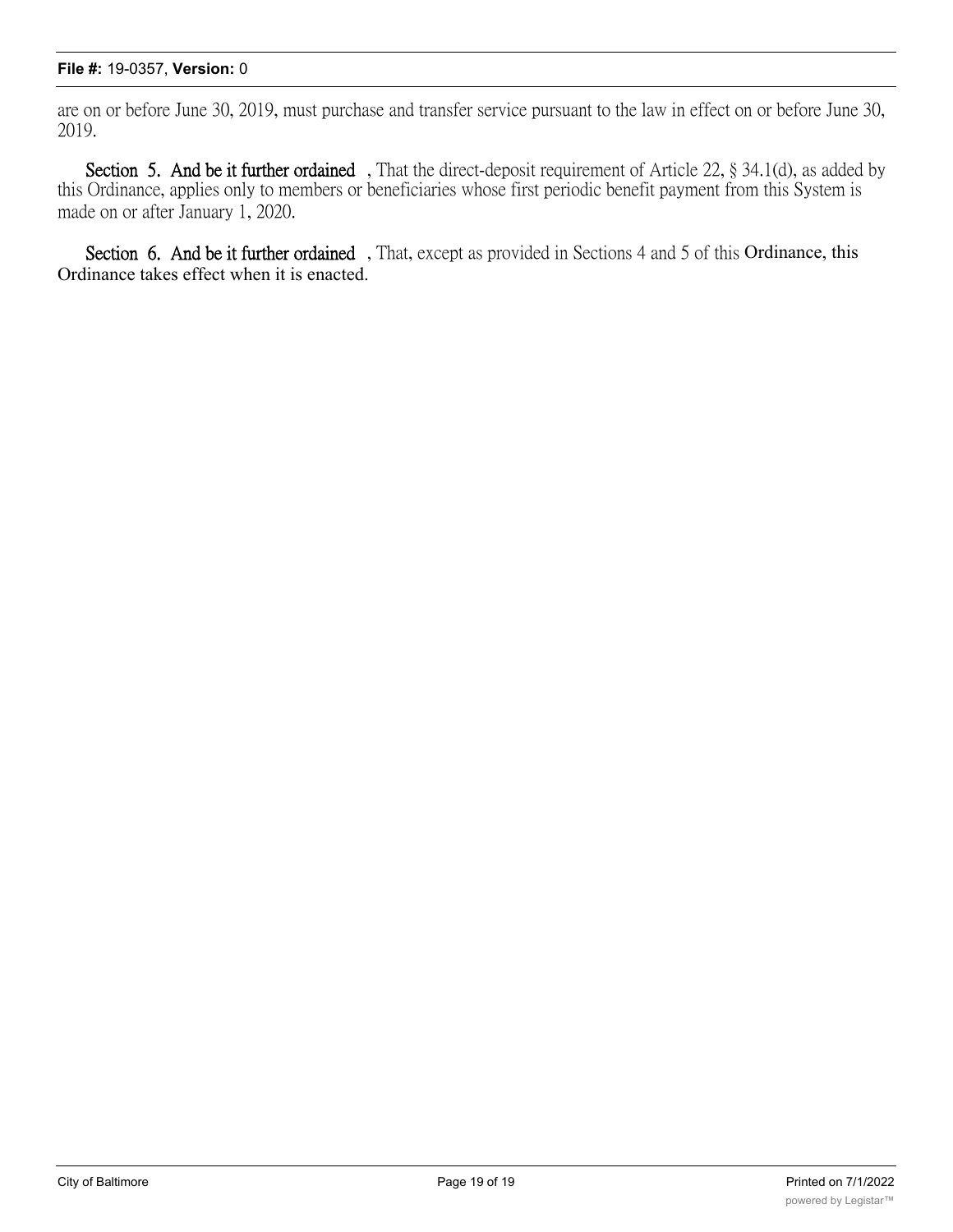are on or before June 30, 2019, must purchase and transfer service pursuant to the law in effect on or before June 30, 2019.

**Section 5. And be it further ordained**, That the direct-deposit requirement of Article 22, § 34.1(d), as added by this Ordinance, applies only to members or beneficiaries whose first periodic benefit payment from this System is made on or after January 1, 2020.

**Section 6. And be it further ordained**, That, except as provided in Sections 4 and 5 of this Ordinance, this Ordinance takes effect when it is enacted.